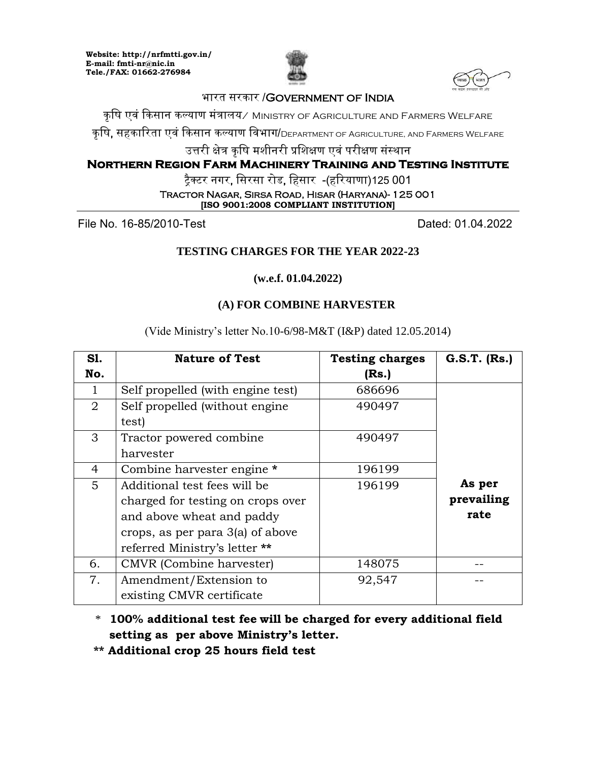Website: http://nrfmtti.gov.in/
E-mail: fmti-nr@nic.in
Tele./FAX: 01662-276984

भारत सरकार /Government of India

कृषि एवं किसान कल्याण मंत्रालय/ Ministry of Agriculture and Farmers Welfare

कृषि, सहकारिता एवं किसान कल्याण विभाग/Department of Agriculture, and Farmers Welfare

उत्तरी क्षेत्र कृषि मशीनरी प्रशिक्षण एवं परीक्षण संस्थान

**Northern Region Farm Machinery Training and Testing Institute**

ट्रैक्टर नगर, सिरसा रोड, हिसार -(हरियाणा)125 001

Tractor Nagar, Sirsa Road, Hisar (Haryana)- 125 001

**[ISO 9001:2008 COMPLIANT INSTITUTION]**

File No. 16-85/2010-Test Dated: 01.04.2022

## TESTING CHARGES FOR THE YEAR 2022-23

**(w.e.f. 01.04.2022)**

### (A) FOR COMBINE HARVESTER

(Vide Ministry's letter No.10-6/98-M&T (I&P) dated 12.05.2014)

| Sl. No. | Nature of Test | Testing charges (Rs.) | G.S.T. (Rs.) |
|---|---|---|---|
| 1 | Self propelled (with engine test) | 686696 | **As per prevailing rate** |
| 2 | Self propelled (without engine test) | 490497 | |
| 3 | Tractor powered combine harvester | 490497 | |
| 4 | Combine harvester engine * | 196199 | |
| 5 | Additional test fees will be charged for testing on crops over and above wheat and paddy crops, as per para 3(a) of above referred Ministry's letter ** | 196199 | |
| 6. | CMVR (Combine harvester) | 148075 | -- |
| 7. | Amendment/Extension to existing CMVR certificate | 92,547 | -- |

\* **100% additional test fee will be charged for every additional field setting as per above Ministry's letter.**

\*\* **Additional crop 25 hours field test**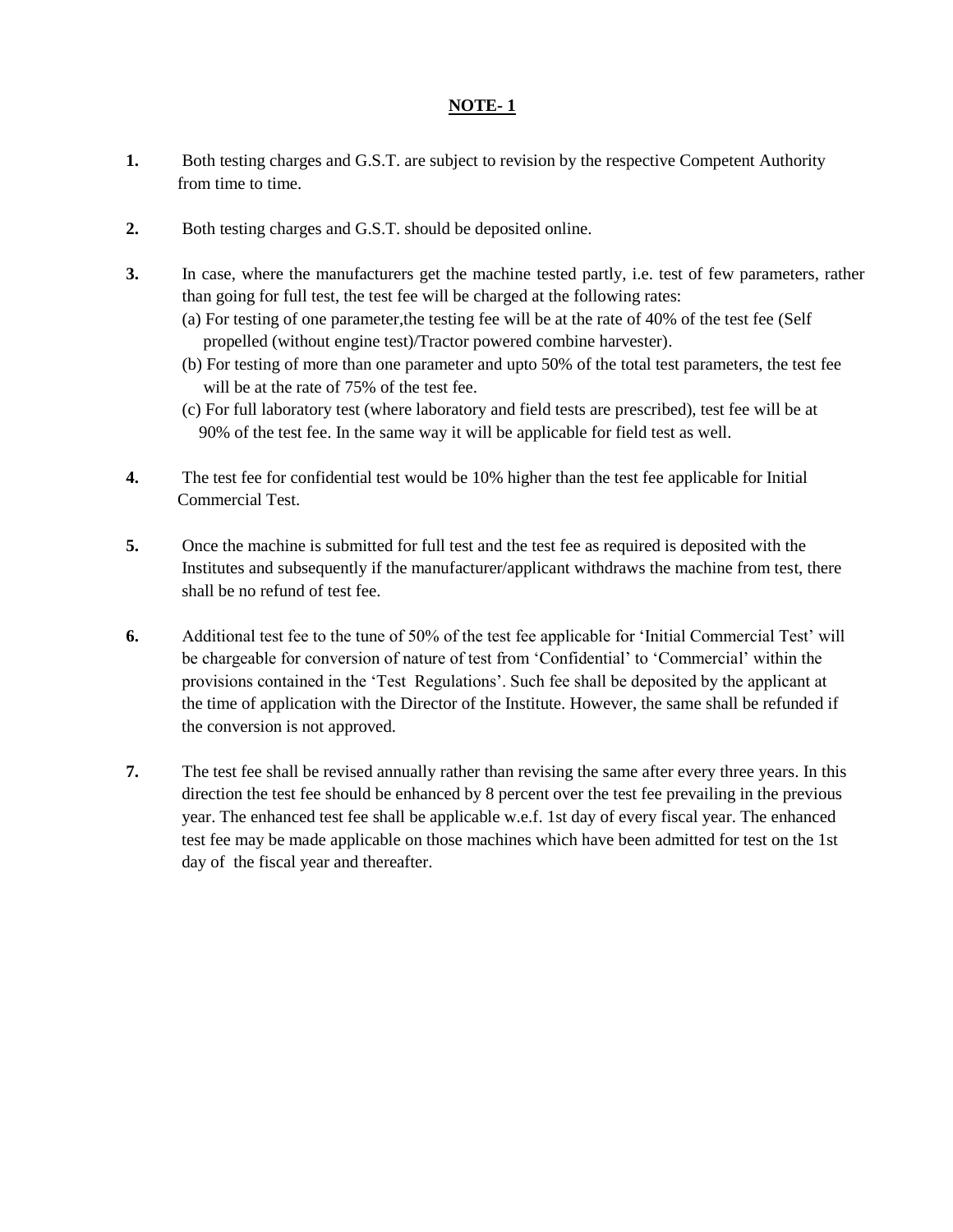## NOTE- 1

1. Both testing charges and G.S.T. are subject to revision by the respective Competent Authority from time to time.

2. Both testing charges and G.S.T. should be deposited online.

3. In case, where the manufacturers get the machine tested partly, i.e. test of few parameters, rather than going for full test, the test fee will be charged at the following rates:
   (a) For testing of one parameter,the testing fee will be at the rate of 40% of the test fee (Self propelled (without engine test)/Tractor powered combine harvester).
   (b) For testing of more than one parameter and upto 50% of the total test parameters, the test fee will be at the rate of 75% of the test fee.
   (c) For full laboratory test (where laboratory and field tests are prescribed), test fee will be at 90% of the test fee. In the same way it will be applicable for field test as well.

4. The test fee for confidential test would be 10% higher than the test fee applicable for Initial Commercial Test.

5. Once the machine is submitted for full test and the test fee as required is deposited with the Institutes and subsequently if the manufacturer/applicant withdraws the machine from test, there shall be no refund of test fee.

6. Additional test fee to the tune of 50% of the test fee applicable for 'Initial Commercial Test' will be chargeable for conversion of nature of test from 'Confidential' to 'Commercial' within the provisions contained in the 'Test Regulations'. Such fee shall be deposited by the applicant at the time of application with the Director of the Institute. However, the same shall be refunded if the conversion is not approved.

7. The test fee shall be revised annually rather than revising the same after every three years. In this direction the test fee should be enhanced by 8 percent over the test fee prevailing in the previous year. The enhanced test fee shall be applicable w.e.f. 1st day of every fiscal year. The enhanced test fee may be made applicable on those machines which have been admitted for test on the 1st day of the fiscal year and thereafter.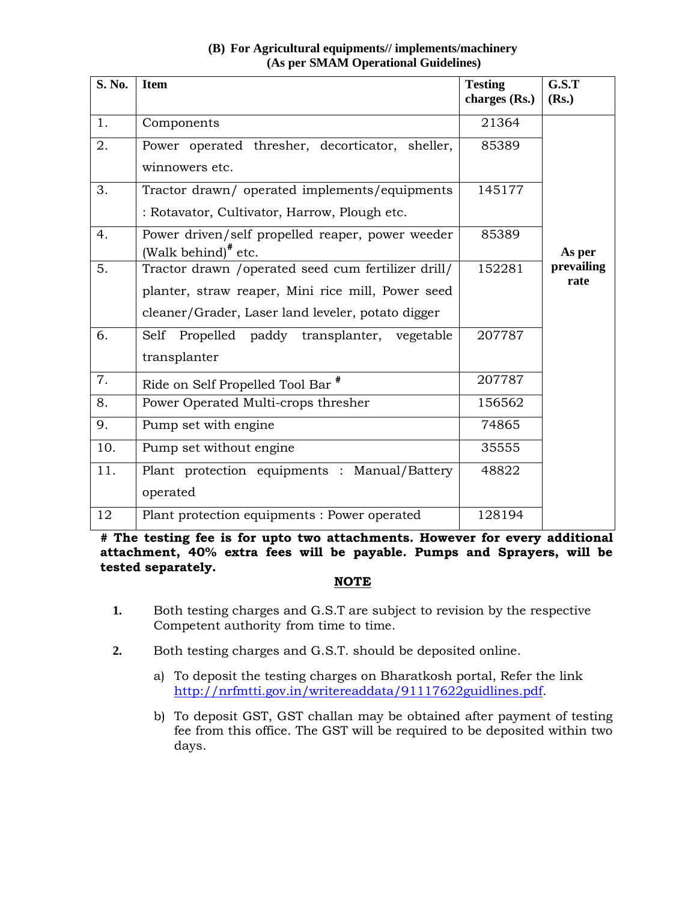**(B) For Agricultural equipments// implements/machinery (As per SMAM Operational Guidelines)**

| S. No. | Item | Testing charges (Rs.) | G.S.T (Rs.) |
|---|---|---|---|
| 1. | Components | 21364 | As per prevailing rate |
| 2. | Power operated thresher, decorticator, sheller, winnowers etc. | 85389 | |
| 3. | Tractor drawn/ operated implements/equipments : Rotavator, Cultivator, Harrow, Plough etc. | 145177 | |
| 4. | Power driven/self propelled reaper, power weeder (Walk behind)# etc. | 85389 | |
| 5. | Tractor drawn /operated seed cum fertilizer drill/ planter, straw reaper, Mini rice mill, Power seed cleaner/Grader, Laser land leveler, potato digger | 152281 | |
| 6. | Self Propelled paddy transplanter, vegetable transplanter | 207787 | |
| 7. | Ride on Self Propelled Tool Bar # | 207787 | |
| 8. | Power Operated Multi-crops thresher | 156562 | |
| 9. | Pump set with engine | 74865 | |
| 10. | Pump set without engine | 35555 | |
| 11. | Plant protection equipments : Manual/Battery operated | 48822 | |
| 12 | Plant protection equipments : Power operated | 128194 | |

**# The testing fee is for upto two attachments. However for every additional attachment, 40% extra fees will be payable. Pumps and Sprayers, will be tested separately.**

**NOTE**

1. Both testing charges and G.S.T are subject to revision by the respective Competent authority from time to time.
2. Both testing charges and G.S.T. should be deposited online.
   a) To deposit the testing charges on Bharatkosh portal, Refer the link http://nrfmtti.gov.in/writereaddata/91117622guidlines.pdf.
   b) To deposit GST, GST challan may be obtained after payment of testing fee from this office. The GST will be required to be deposited within two days.